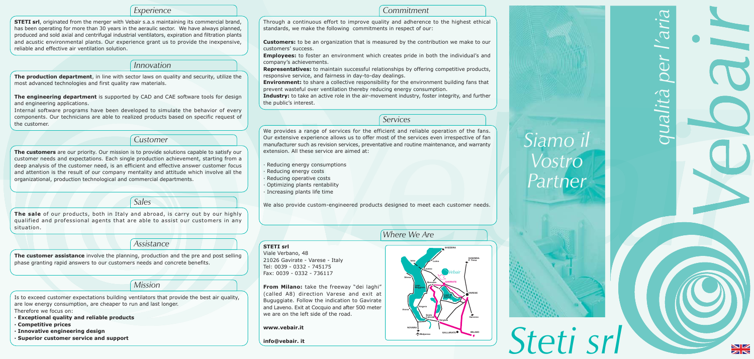## Experience

**STETI srl**, originated from the merger with Vebair s.a.s maintaining its commercial brand, has been operating for more than 30 years in the aeraulic sector. We have always planned, produced and sold axial and centrifugal industrial ventilators, expiration and filtration plants and acustic environmental plants. Our experience grant us to provide the inexpensive, reliable and effective air ventilation solution.

## Innovation

**The production department**, in line with sector laws on quality and security, utilize the most advanced technologies and first quality raw materials.

**The engineering department** is supported by CAD and CAE software tools for design and engineering applications.

Internal software programs have been developed to simulate the behavior of every components. Our technicians are able to realized products based on specific request of the customer.

## Customer

**The customers** are our priority. Our mission is to provide solutions capable to satisfy our customer needs and expectations. Each single production achievement, starting from a deep analysis of the customer need, is an efficient and effective answer customer focus and attention is the result of our company mentality and attitude which involve all the organizational, production technological and commercial departments.

## Sales

**The sale** of our products, both in Italy and abroad, is carry out by our highly qualified and professional agents that are able to assist our customers in any situation.

## Assistance

**The customer assistance** involve the planning, production and the pre and post selling phase granting rapid answers to our customers needs and concrete benefits.

## Mission

Is to exceed customer expectations building ventilators that provide the best air quality, are low energy consumption, are cheaper to run and last longer.
Therefore we focus on:

- **Exceptional quality and reliable products**
- **Competitive prices**
- **Innovative engineering design**
- **Superior customer service and support**

## Commitment

Through a continuous effort to improve quality and adherence to the highest ethical standards, we make the following commitments in respect of our:

**Customers:** to be an organization that is measured by the contribution we make to our customers' success.

**Employees:** to foster an environment which creates pride in both the individual's and company's achievements.

**Representatives:** to maintain successful relationships by offering competitive products, responsive service, and fairness in day-to-day dealings.

**Environment:** to share a collective responsibility for the environment building fans that prevent wasteful over ventilation thereby reducing energy consumption.

**Industry:** to take an active role in the air-movement industry, foster integrity, and further the public's interest.

## Services

We provides a range of services for the efficient and reliable operation of the fans. Our extensive experience allows us to offer most of the services even irrespective of fan manufacturer such as revision services, preventative and routine maintenance, and warranty extension. All these service are aimed at:

- Reducing energy consumptions
- Reducing energy costs
- Reducing operative costs
- Optimizing plants rentability
- Increasing plants life time

We also provide custom-engineered products designed to meet each customer needs.

## Where We Are

**STETI srl**
Viale Verbano, 48
21026 Gavirate - Varese - Italy
Tel: 0039 - 0332 - 745175
Fax: 0039 - 0332 - 736117

**From Milano:** take the freeway "dei laghi" (called A8) direction Varese and exit at Buguggiate. Follow the indication to Gavirate and Laveno. Exit at Cocquio and after 500 meter we are on the left side of the road.

**www.vebair.it**

**info@vebair. it**

*Siamo il Vostro Partner*

*qualità per l'aria*

*vebair*

*Steti srl*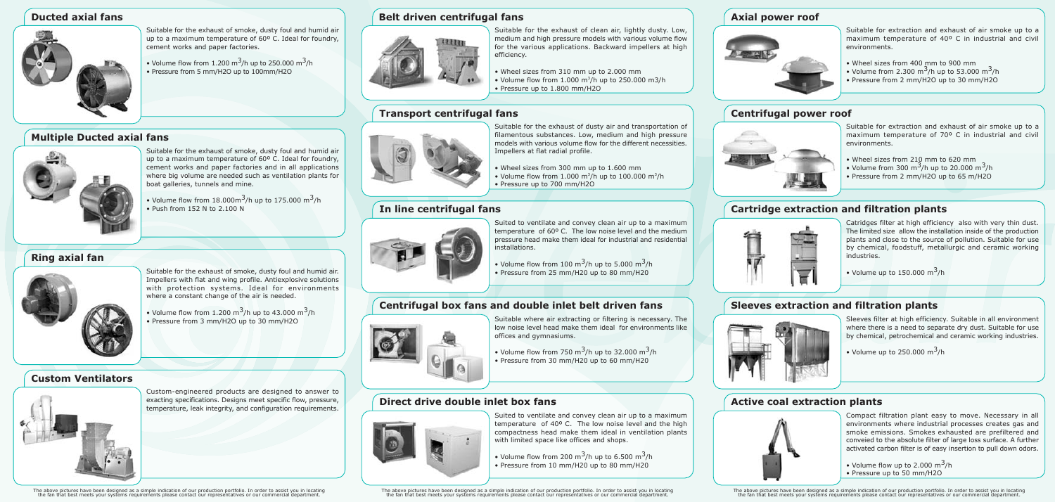## Ducted axial fans

Suitable for the exhaust of smoke, dusty foul and humid air up to a maximum temperature of 60º C. Ideal for foundry, cement works and paper factories.

- Volume flow from 1.200 $m^3$/h up to 250.000 $m^3$/h
- Pressure from 5 mm/H2O up to 100mm/H2O

## Multiple Ducted axial fans

Suitable for the exhaust of smoke, dusty foul and humid air up to a maximum temperature of 60º C. Ideal for foundry, cement works and paper factories and in all applications where big volume are needed such as ventilation plants for boat galleries, tunnels and mine.

- Volume flow from 18.000$m^3$/h up to 175.000 $m^3$/h
- Push from 152 N to 2.100 N

## Ring axial fan

Suitable for the exhaust of smoke, dusty foul and humid air. Impellers with flat and wing profile. Antiexplosive solutions with protection systems. Ideal for environments where a constant change of the air is needed.

- Volume flow from 1.200 $m^3$/h up to 43.000 $m^3$/h
- Pressure from 3 mm/H2O up to 30 mm/H2O

## Custom Ventilators

Custom-engineered products are designed to answer to exacting specifications. Designs meet specific flow, pressure, temperature, leak integrity, and configuration requirements.

## Belt driven centrifugal fans

Suitable for the exhaust of clean air, lightly dusty. Low, medium and high pressure models with various volume flow for the various applications. Backward impellers at high efficiency.

- Wheel sizes from 310 mm up to 2.000 mm
- Volume flow from 1.000 $m^3$/h up to 250.000 m3/h
- Pressure up to 1.800 mm/H2O

## Transport centrifugal fans

Suitable for the exhaust of dusty air and transportation of filamentous substances. Low, medium and high pressure models with various volume flow for the different necessities. Impellers at flat radial profile.

- Wheel sizes from 300 mm up to 1.600 mm
- Volume flow from 1.000 $m^3$/h up to 100.000 $m^3$/h
- Pressure up to 700 mm/H2O

## In line centrifugal fans

Suited to ventilate and convey clean air up to a maximum temperature of 60º C. The low noise level and the medium pressure head make them ideal for industrial and residential installations.

- Volume flow from 100 $m^3$/h up to 5.000 $m^3$/h
- Pressure from 25 mm/H20 up to 80 mm/H20

## Centrifugal box fans and double inlet belt driven fans

Suitable where air extracting or filtering is necessary. The low noise level head make them ideal for environments like offices and gymnasiums.

- Volume flow from 750 $m^3$/h up to 32.000 $m^3$/h
- Pressure from 30 mm/H20 up to 60 mm/H20

## Direct drive double inlet box fans

Suited to ventilate and convey clean air up to a maximum temperature of 40º C. The low noise level and the high compactness head make them ideal in ventilation plants with limited space like offices and shops.

- Volume flow from 200 $m^3$/h up to 6.500 $m^3$/h
- Pressure from 10 mm/H20 up to 80 mm/H20

## Axial power roof

Suitable for extraction and exhaust of air smoke up to a maximum temperature of 40º C in industrial and civil environments.

- Wheel sizes from 400 mm to 900 mm
- Volume from 2.300 $m^3$/h up to 53.000 $m^3$/h
- Pressure from 2 mm/H2O up to 30 mm/H2O

## Centrifugal power roof

Suitable for extraction and exhaust of air smoke up to a maximum temperature of 70º C in industrial and civil environments.

- Wheel sizes from 210 mm to 620 mm
- Volume from 300 $m^3$/h up to 20.000 $m^3$/h
- Pressure from 2 mm/H2O up to 65 m/H2O

## Cartridge extraction and filtration plants

Catridges filter at high efficiency also with very thin dust. The limited size allow the installation inside of the production plants and close to the source of pollution. Suitable for use by chemical, foodstuff, metallurgic and ceramic working industries.

- Volume up to 150.000 $m^3$/h

## Sleeves extraction and filtration plants

Sleeves filter at high efficiency. Suitable in all environment where there is a need to separate dry dust. Suitable for use by chemical, petrochemical and ceramic working industries.

- Volume up to 250.000 $m^3$/h

## Active coal extraction plants

Compact filtration plant easy to move. Necessary in all environments where industrial processes creates gas and smoke emissions. Smokes exhausted are prefiltered and conveied to the absolute filter of large loss surface. A further activated carbon filter is of easy insertion to pull down odors.

- Volume flow up to 2.000 $m^3$/h
- Pressure up to 50 mm/H2O

The above pictures have been designed as a simple indication of our production portfolio. In order to assist you in locating the fan that best meets your systems requirements please contact our representatives or our commercial department.